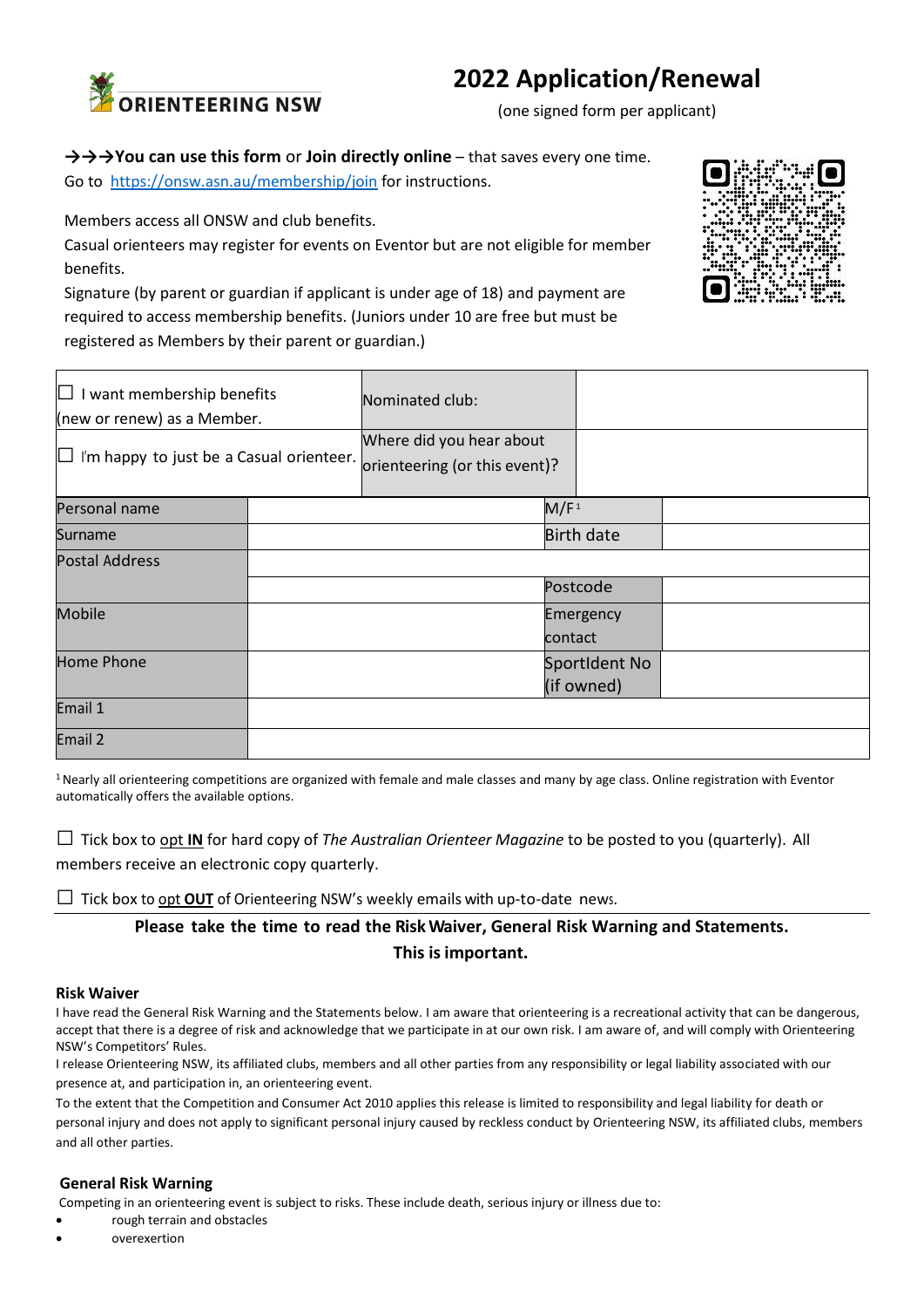**ORIENTEERING NSW**

# 2022 Application/Renewal

(one signed form per applicant)

→→→**You can use this form** or **Join directly online** – that saves every one time.
Go to [https://onsw.asn.au/membership/join](https://onsw.asn.au/membership/join) for instructions.

Members access all ONSW and club benefits.
Casual orienteers may register for events on Eventor but are not eligible for member benefits.
Signature (by parent or guardian if applicant is under age of 18) and payment are required to access membership benefits. (Juniors under 10 are free but must be registered as Members by their parent or guardian.)

| | | |
|---|---|---|
| ☐ I want membership benefits (new or renew) as a Member. | Nominated club: | |
| ☐ I'm happy to just be a Casual orienteer. | Where did you hear about orienteering (or this event)? | |

| | | | |
|---|---|---|---|
| Personal name | | M/F[1] | |
| Surname | | Birth date | |
| Postal Address | | | |
| | | Postcode | |
| Mobile | | Emergency contact | |
| Home Phone | | SportIdent No (if owned) | |
| Email 1 | | | |
| Email 2 | | | |

[1] Nearly all orienteering competitions are organized with female and male classes and many by age class. Online registration with Eventor automatically offers the available options.

☐ Tick box to opt **IN** for hard copy of *The Australian Orienteer Magazine* to be posted to you (quarterly). All members receive an electronic copy quarterly.

☐ Tick box to opt **OUT** of Orienteering NSW's weekly emails with up-to-date news.

**Please take the time to read the Risk Waiver, General Risk Warning and Statements. This is important.**

### Risk Waiver

I have read the General Risk Warning and the Statements below. I am aware that orienteering is a recreational activity that can be dangerous, accept that there is a degree of risk and acknowledge that we participate in at our own risk. I am aware of, and will comply with Orienteering NSW's Competitors' Rules.

I release Orienteering NSW, its affiliated clubs, members and all other parties from any responsibility or legal liability associated with our presence at, and participation in, an orienteering event.

To the extent that the Competition and Consumer Act 2010 applies this release is limited to responsibility and legal liability for death or personal injury and does not apply to significant personal injury caused by reckless conduct by Orienteering NSW, its affiliated clubs, members and all other parties.

### General Risk Warning

Competing in an orienteering event is subject to risks. These include death, serious injury or illness due to:

- rough terrain and obstacles
- overexertion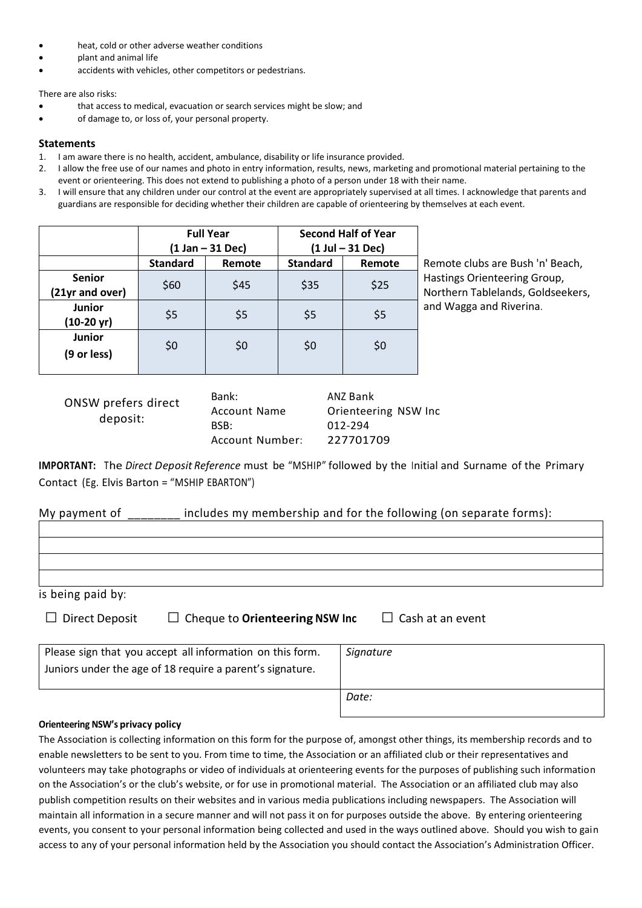- heat, cold or other adverse weather conditions
- plant and animal life
- accidents with vehicles, other competitors or pedestrians.

There are also risks:

- that access to medical, evacuation or search services might be slow; and
- of damage to, or loss of, your personal property.

## Statements

1. I am aware there is no health, accident, ambulance, disability or life insurance provided.
2. I allow the free use of our names and photo in entry information, results, news, marketing and promotional material pertaining to the event or orienteering. This does not extend to publishing a photo of a person under 18 with their name.
3. I will ensure that any children under our control at the event are appropriately supervised at all times. I acknowledge that parents and guardians are responsible for deciding whether their children are capable of orienteering by themselves at each event.

| | Full Year (1 Jan – 31 Dec) | | Second Half of Year (1 Jul – 31 Dec) | |
|---|---|---|---|---|
| | **Standard** | **Remote** | **Standard** | **Remote** |
| **Senior (21yr and over)** | $60 | $45 | $35 | $25 |
| **Junior (10-20 yr)** | $5 | $5 | $5 | $5 |
| **Junior (9 or less)** | $0 | $0 | $0 | $0 |

Remote clubs are Bush 'n' Beach, Hastings Orienteering Group, Northern Tablelands, Goldseekers, and Wagga and Riverina.

ONSW prefers direct deposit:

| | |
|---|---|
| Bank: | ANZ Bank |
| Account Name | Orienteering NSW Inc |
| BSB: | 012-294 |
| Account Number: | 227701709 |

**IMPORTANT:** The *Direct Deposit Reference* must be "MSHIP" followed by the Initial and Surname of the Primary Contact (Eg. Elvis Barton = "MSHIP EBARTON")

My payment of _______ includes my membership and for the following (on separate forms):

| |
|---|
| |
| |
| |
| |

is being paid by:

☐ Direct Deposit ☐ Cheque to **Orienteering NSW Inc** ☐ Cash at an event

| | |
|---|---|
| Please sign that you accept all information on this form. Juniors under the age of 18 require a parent's signature. | *Signature* |
| | *Date:* |

**Orienteering NSW's privacy policy**

The Association is collecting information on this form for the purpose of, amongst other things, its membership records and to enable newsletters to be sent to you. From time to time, the Association or an affiliated club or their representatives and volunteers may take photographs or video of individuals at orienteering events for the purposes of publishing such information on the Association's or the club's website, or for use in promotional material. The Association or an affiliated club may also publish competition results on their websites and in various media publications including newspapers. The Association will maintain all information in a secure manner and will not pass it on for purposes outside the above. By entering orienteering events, you consent to your personal information being collected and used in the ways outlined above. Should you wish to gain access to any of your personal information held by the Association you should contact the Association's Administration Officer.